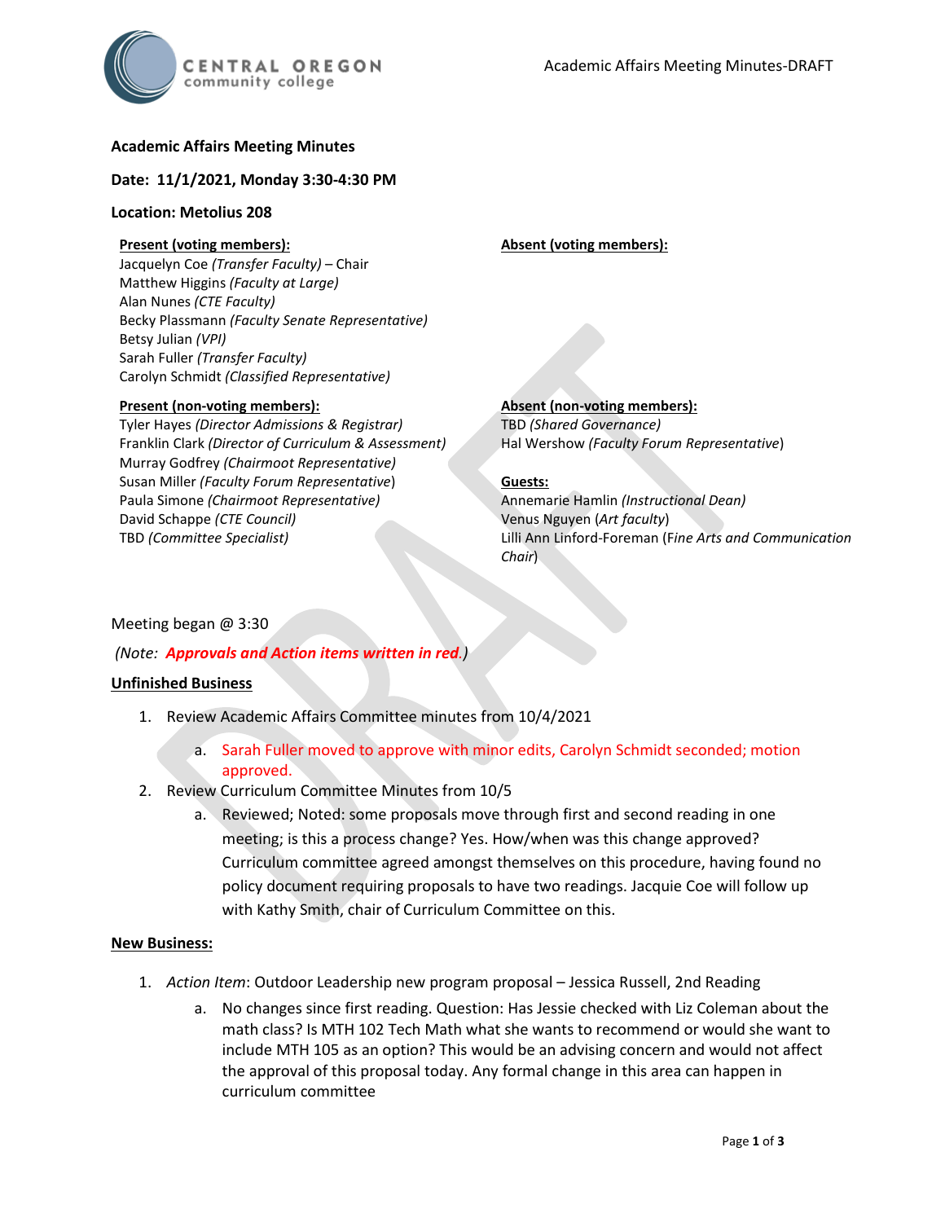# Academic Affairs Meeting Minutes

**Date: 11/1/2021, Monday 3:30-4:30 PM**

**Location: Metolius 208**

**Present (voting members):**
Jacquelyn Coe *(Transfer Faculty)* – Chair
Matthew Higgins *(Faculty at Large)*
Alan Nunes *(CTE Faculty)*
Becky Plassmann *(Faculty Senate Representative)*
Betsy Julian *(VPI)*
Sarah Fuller *(Transfer Faculty)*
Carolyn Schmidt *(Classified Representative)*

**Absent (voting members):**

**Present (non-voting members):**
Tyler Hayes *(Director Admissions & Registrar)*
Franklin Clark *(Director of Curriculum & Assessment)*
Murray Godfrey *(Chairmoot Representative)*
Susan Miller *(Faculty Forum Representative)*
Paula Simone *(Chairmoot Representative)*
David Schappe *(CTE Council)*
TBD *(Committee Specialist)*

**Absent (non-voting members):**
TBD *(Shared Governance)*
Hal Wershow *(Faculty Forum Representative)*

**Guests:**
Annemarie Hamlin *(Instructional Dean)*
Venus Nguyen (*Art faculty*)
Lilli Ann Linford-Foreman (*Fine Arts and Communication Chair*)

Meeting began @ 3:30

*(Note: **Approvals and Action items written in red**.)*

**Unfinished Business**

1. Review Academic Affairs Committee minutes from 10/4/2021
   a. Sarah Fuller moved to approve with minor edits, Carolyn Schmidt seconded; motion approved.
2. Review Curriculum Committee Minutes from 10/5
   a. Reviewed; Noted: some proposals move through first and second reading in one meeting; is this a process change? Yes. How/when was this change approved? Curriculum committee agreed amongst themselves on this procedure, having found no policy document requiring proposals to have two readings. Jacquie Coe will follow up with Kathy Smith, chair of Curriculum Committee on this.

**New Business:**

1. *Action Item*: Outdoor Leadership new program proposal – Jessica Russell, 2nd Reading
   a. No changes since first reading. Question: Has Jessie checked with Liz Coleman about the math class? Is MTH 102 Tech Math what she wants to recommend or would she want to include MTH 105 as an option? This would be an advising concern and would not affect the approval of this proposal today. Any formal change in this area can happen in curriculum committee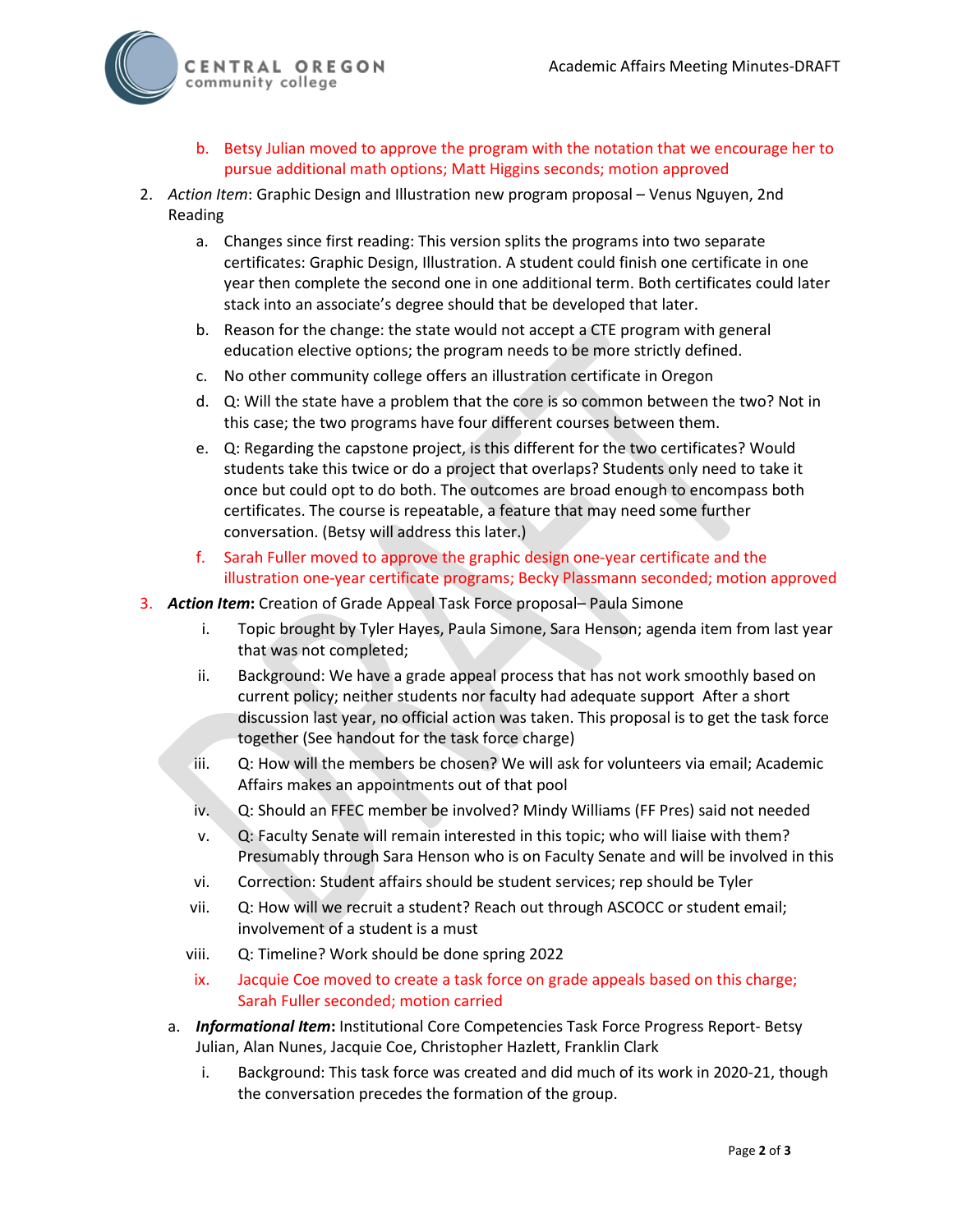b. Betsy Julian moved to approve the program with the notation that we encourage her to pursue additional math options; Matt Higgins seconds; motion approved

2. *Action Item*: Graphic Design and Illustration new program proposal – Venus Nguyen, 2nd Reading
   a. Changes since first reading: This version splits the programs into two separate certificates: Graphic Design, Illustration. A student could finish one certificate in one year then complete the second one in one additional term. Both certificates could later stack into an associate's degree should that be developed that later.
   b. Reason for the change: the state would not accept a CTE program with general education elective options; the program needs to be more strictly defined.
   c. No other community college offers an illustration certificate in Oregon
   d. Q: Will the state have a problem that the core is so common between the two? Not in this case; the two programs have four different courses between them.
   e. Q: Regarding the capstone project, is this different for the two certificates? Would students take this twice or do a project that overlaps? Students only need to take it once but could opt to do both. The outcomes are broad enough to encompass both certificates. The course is repeatable, a feature that may need some further conversation. (Betsy will address this later.)
   f. Sarah Fuller moved to approve the graphic design one-year certificate and the illustration one-year certificate programs; Becky Plassmann seconded; motion approved

3. ***Action Item*****:** Creation of Grade Appeal Task Force proposal– Paula Simone
   i. Topic brought by Tyler Hayes, Paula Simone, Sara Henson; agenda item from last year that was not completed;
   ii. Background: We have a grade appeal process that has not work smoothly based on current policy; neither students nor faculty had adequate support After a short discussion last year, no official action was taken. This proposal is to get the task force together (See handout for the task force charge)
   iii. Q: How will the members be chosen? We will ask for volunteers via email; Academic Affairs makes an appointments out of that pool
   iv. Q: Should an FFEC member be involved? Mindy Williams (FF Pres) said not needed
   v. Q: Faculty Senate will remain interested in this topic; who will liaise with them? Presumably through Sara Henson who is on Faculty Senate and will be involved in this
   vi. Correction: Student affairs should be student services; rep should be Tyler
   vii. Q: How will we recruit a student? Reach out through ASCOCC or student email; involvement of a student is a must
   viii. Q: Timeline? Work should be done spring 2022
   ix. Jacquie Coe moved to create a task force on grade appeals based on this charge; Sarah Fuller seconded; motion carried

   a. ***Informational Item*****:** Institutional Core Competencies Task Force Progress Report- Betsy Julian, Alan Nunes, Jacquie Coe, Christopher Hazlett, Franklin Clark
      i. Background: This task force was created and did much of its work in 2020-21, though the conversation precedes the formation of the group.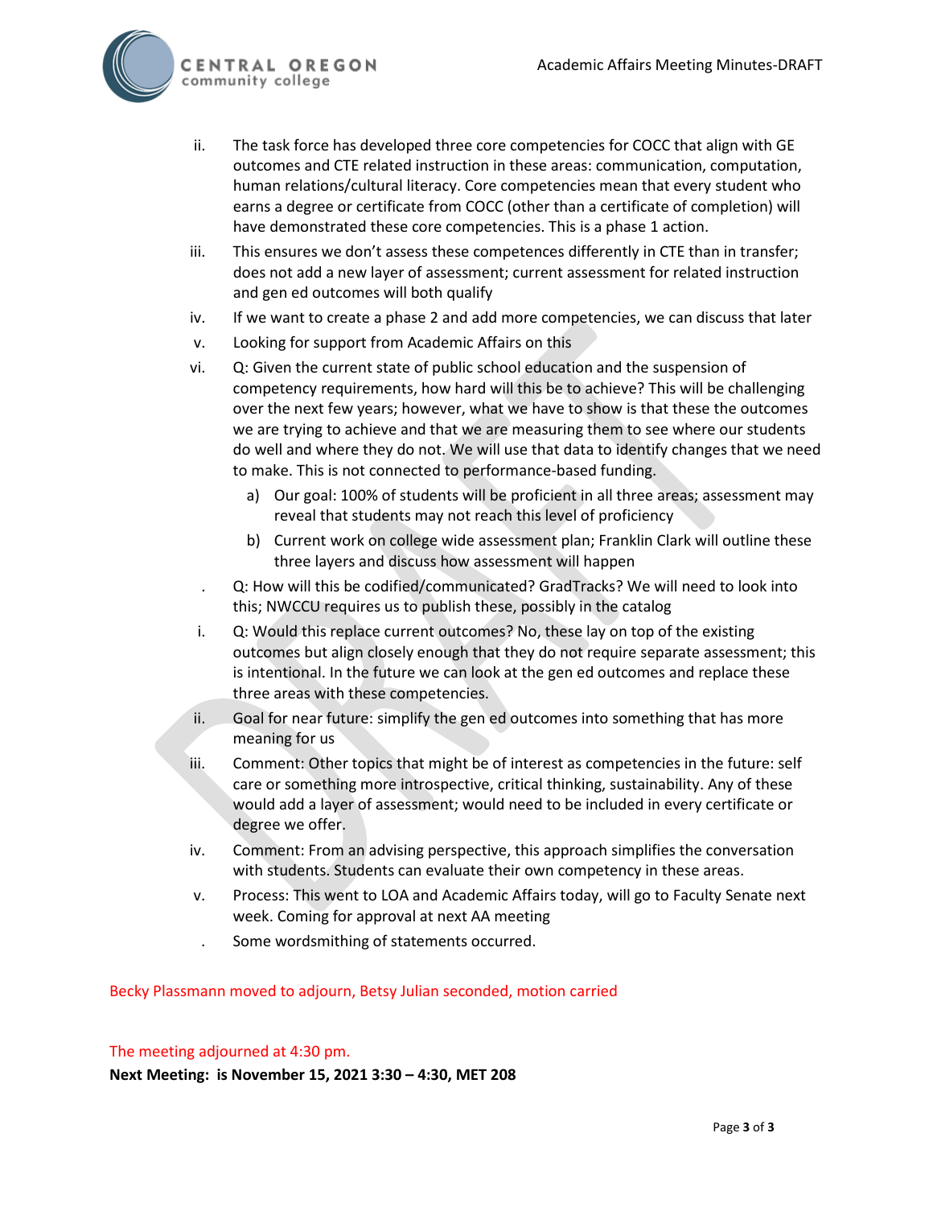ii. The task force has developed three core competencies for COCC that align with GE outcomes and CTE related instruction in these areas: communication, computation, human relations/cultural literacy. Core competencies mean that every student who earns a degree or certificate from COCC (other than a certificate of completion) will have demonstrated these core competencies. This is a phase 1 action.

iii. This ensures we don't assess these competences differently in CTE than in transfer; does not add a new layer of assessment; current assessment for related instruction and gen ed outcomes will both qualify

iv. If we want to create a phase 2 and add more competencies, we can discuss that later

v. Looking for support from Academic Affairs on this

vi. Q: Given the current state of public school education and the suspension of competency requirements, how hard will this be to achieve? This will be challenging over the next few years; however, what we have to show is that these the outcomes we are trying to achieve and that we are measuring them to see where our students do well and where they do not. We will use that data to identify changes that we need to make. This is not connected to performance-based funding.

   a) Our goal: 100% of students will be proficient in all three areas; assessment may reveal that students may not reach this level of proficiency

   b) Current work on college wide assessment plan; Franklin Clark will outline these three layers and discuss how assessment will happen

. Q: How will this be codified/communicated? GradTracks? We will need to look into this; NWCCU requires us to publish these, possibly in the catalog

i. Q: Would this replace current outcomes? No, these lay on top of the existing outcomes but align closely enough that they do not require separate assessment; this is intentional. In the future we can look at the gen ed outcomes and replace these three areas with these competencies.

ii. Goal for near future: simplify the gen ed outcomes into something that has more meaning for us

iii. Comment: Other topics that might be of interest as competencies in the future: self care or something more introspective, critical thinking, sustainability. Any of these would add a layer of assessment; would need to be included in every certificate or degree we offer.

iv. Comment: From an advising perspective, this approach simplifies the conversation with students. Students can evaluate their own competency in these areas.

v. Process: This went to LOA and Academic Affairs today, will go to Faculty Senate next week. Coming for approval at next AA meeting

. Some wordsmithing of statements occurred.

Becky Plassmann moved to adjourn, Betsy Julian seconded, motion carried

The meeting adjourned at 4:30 pm.

**Next Meeting: is November 15, 2021 3:30 – 4:30, MET 208**